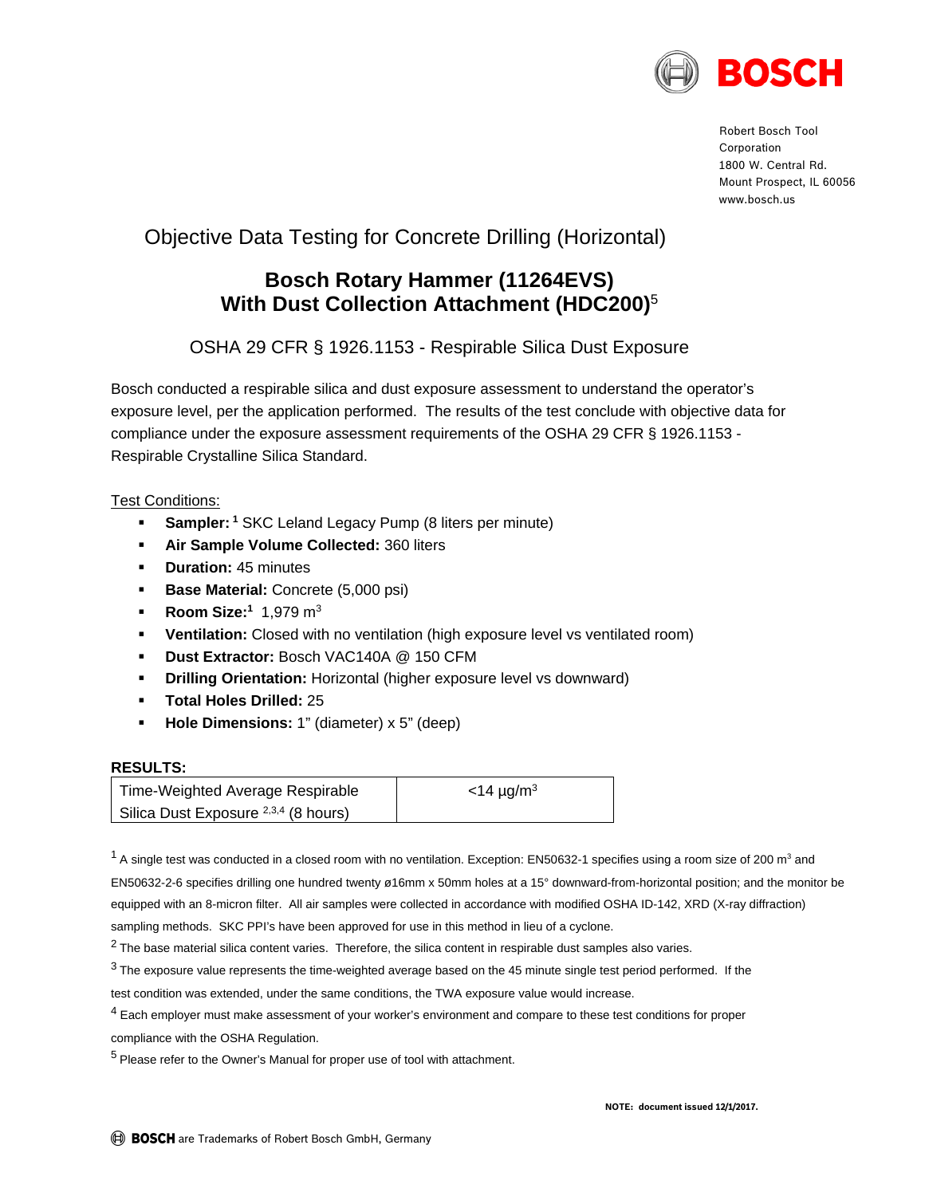Robert Bosch Tool Corporation
1800 W. Central Rd.
Mount Prospect, IL 60056
www.bosch.us

# Objective Data Testing for Concrete Drilling (Horizontal)

## Bosch Rotary Hammer (11264EVS) With Dust Collection Attachment (HDC200)[5]

### OSHA 29 CFR § 1926.1153 - Respirable Silica Dust Exposure

Bosch conducted a respirable silica and dust exposure assessment to understand the operator's exposure level, per the application performed. The results of the test conclude with objective data for compliance under the exposure assessment requirements of the OSHA 29 CFR § 1926.1153 - Respirable Crystalline Silica Standard.

Test Conditions:

- **Sampler:** [1] SKC Leland Legacy Pump (8 liters per minute)
- **Air Sample Volume Collected:** 360 liters
- **Duration:** 45 minutes
- **Base Material:** Concrete (5,000 psi)
- **Room Size:**[1] 1,979 $m^3$
- **Ventilation:** Closed with no ventilation (high exposure level vs ventilated room)
- **Dust Extractor:** Bosch VAC140A @ 150 CFM
- **Drilling Orientation:** Horizontal (higher exposure level vs downward)
- **Total Holes Drilled:** 25
- **Hole Dimensions:** 1" (diameter) x 5" (deep)

**RESULTS:**

| Time-Weighted Average Respirable Silica Dust Exposure [2,3,4] (8 hours) | <14 µg/$m^3$ |
|---|---|

[1] A single test was conducted in a closed room with no ventilation. Exception: EN50632-1 specifies using a room size of 200 $m^3$ and EN50632-2-6 specifies drilling one hundred twenty ø16mm x 50mm holes at a 15° downward-from-horizontal position; and the monitor be equipped with an 8-micron filter. All air samples were collected in accordance with modified OSHA ID-142, XRD (X-ray diffraction) sampling methods. SKC PPI's have been approved for use in this method in lieu of a cyclone.

[2] The base material silica content varies. Therefore, the silica content in respirable dust samples also varies.

[3] The exposure value represents the time-weighted average based on the 45 minute single test period performed. If the test condition was extended, under the same conditions, the TWA exposure value would increase.

[4] Each employer must make assessment of your worker's environment and compare to these test conditions for proper compliance with the OSHA Regulation.

[5] Please refer to the Owner's Manual for proper use of tool with attachment.

**NOTE: document issued 12/1/2017.**

BOSCH are Trademarks of Robert Bosch GmbH, Germany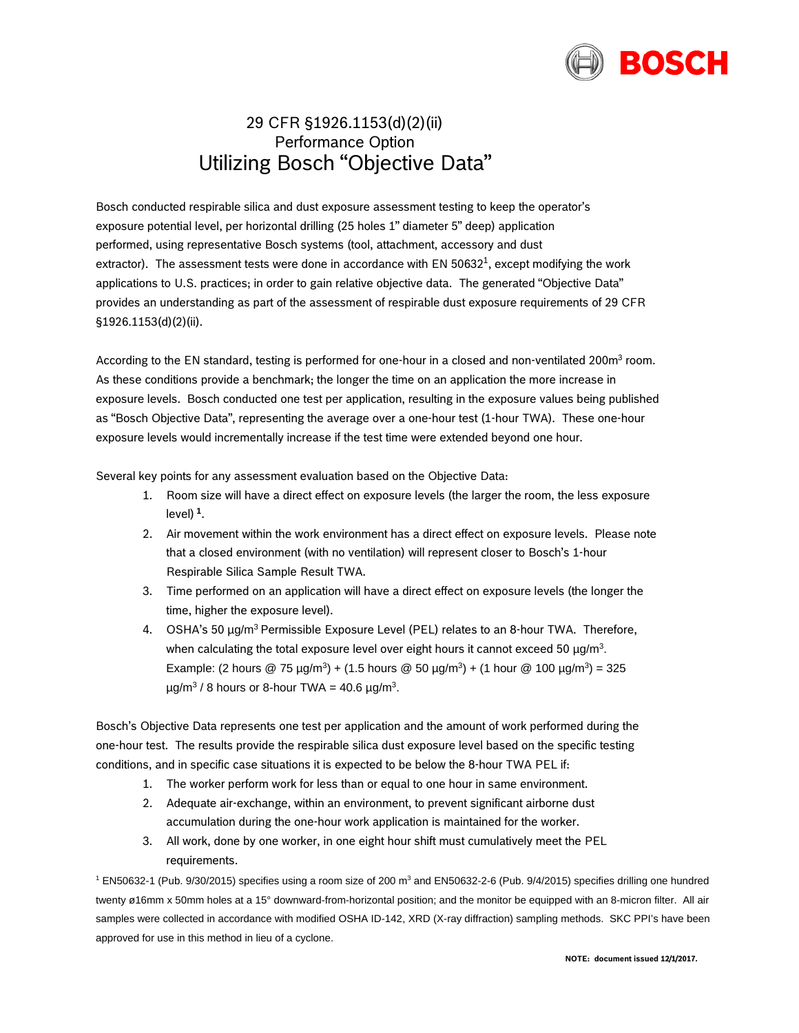# 29 CFR §1926.1153(d)(2)(ii)
## Performance Option
## Utilizing Bosch "Objective Data"

Bosch conducted respirable silica and dust exposure assessment testing to keep the operator's exposure potential level, per horizontal drilling (25 holes 1" diameter 5" deep) application performed, using representative Bosch systems (tool, attachment, accessory and dust extractor). The assessment tests were done in accordance with EN 50632[1], except modifying the work applications to U.S. practices; in order to gain relative objective data. The generated "Objective Data" provides an understanding as part of the assessment of respirable dust exposure requirements of 29 CFR §1926.1153(d)(2)(ii).

According to the EN standard, testing is performed for one-hour in a closed and non-ventilated 200m³ room. As these conditions provide a benchmark; the longer the time on an application the more increase in exposure levels. Bosch conducted one test per application, resulting in the exposure values being published as "Bosch Objective Data", representing the average over a one-hour test (1-hour TWA). These one-hour exposure levels would incrementally increase if the test time were extended beyond one hour.

Several key points for any assessment evaluation based on the Objective Data:

1. Room size will have a direct effect on exposure levels (the larger the room, the less exposure level) [1].
2. Air movement within the work environment has a direct effect on exposure levels. Please note that a closed environment (with no ventilation) will represent closer to Bosch's 1-hour Respirable Silica Sample Result TWA.
3. Time performed on an application will have a direct effect on exposure levels (the longer the time, higher the exposure level).
4. OSHA's 50 µg/m³ Permissible Exposure Level (PEL) relates to an 8-hour TWA. Therefore, when calculating the total exposure level over eight hours it cannot exceed 50 µg/m³. Example: (2 hours @ 75 µg/m³) + (1.5 hours @ 50 µg/m³) + (1 hour @ 100 µg/m³) = 325 µg/m³ / 8 hours or 8-hour TWA = 40.6 µg/m³.

Bosch's Objective Data represents one test per application and the amount of work performed during the one-hour test. The results provide the respirable silica dust exposure level based on the specific testing conditions, and in specific case situations it is expected to be below the 8-hour TWA PEL if:

1. The worker perform work for less than or equal to one hour in same environment.
2. Adequate air-exchange, within an environment, to prevent significant airborne dust accumulation during the one-hour work application is maintained for the worker.
3. All work, done by one worker, in one eight hour shift must cumulatively meet the PEL requirements.

[1] EN50632-1 (Pub. 9/30/2015) specifies using a room size of 200 m³ and EN50632-2-6 (Pub. 9/4/2015) specifies drilling one hundred twenty ø16mm x 50mm holes at a 15° downward-from-horizontal position; and the monitor be equipped with an 8-micron filter. All air samples were collected in accordance with modified OSHA ID-142, XRD (X-ray diffraction) sampling methods. SKC PPI's have been approved for use in this method in lieu of a cyclone.

**NOTE: document issued 12/1/2017.**